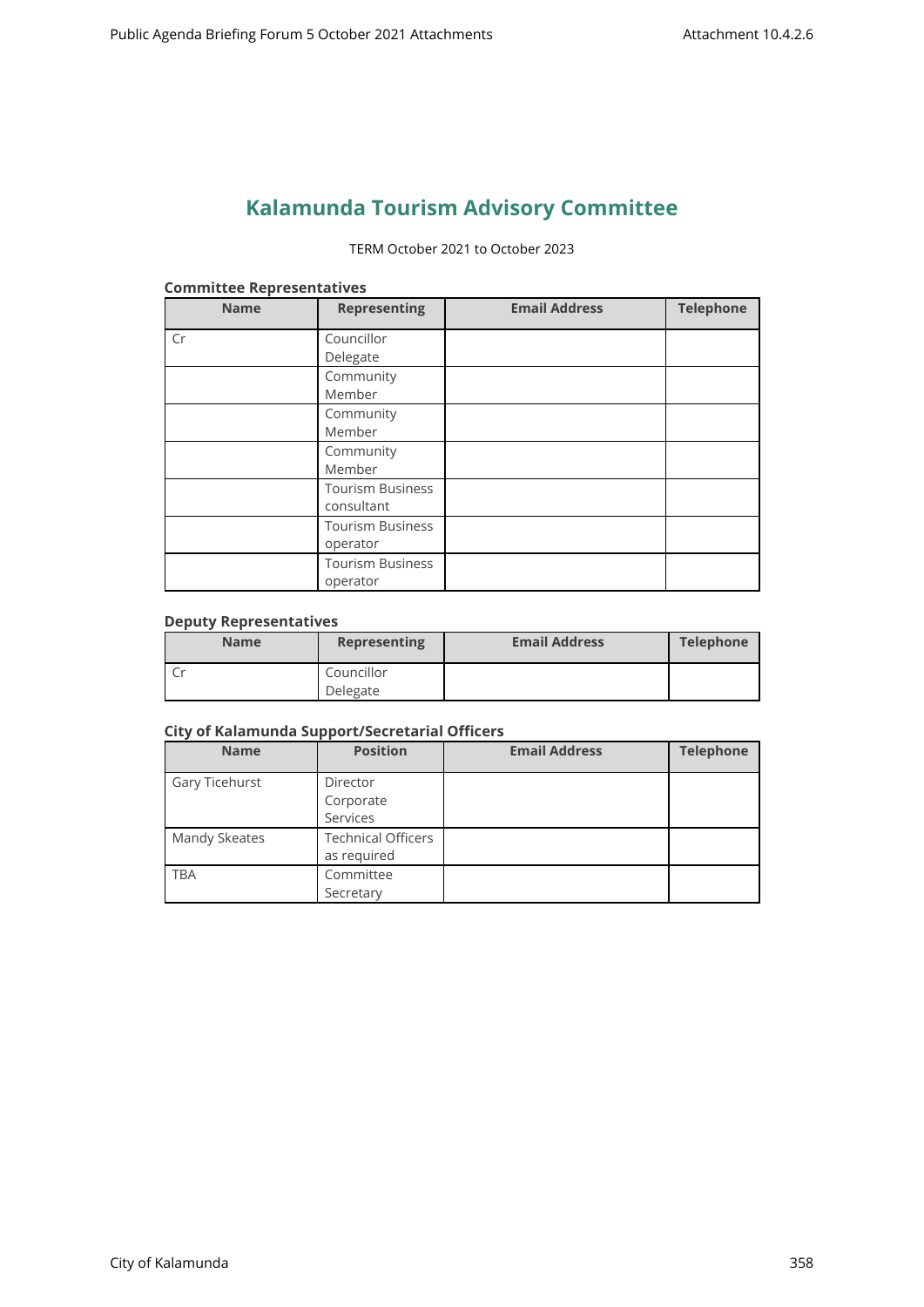# Kalamunda Tourism Advisory Committee

TERM October 2021 to October 2023

### Committee Representatives

| Name | Representing | Email Address | Telephone |
|---|---|---|---|
| Cr | Councillor Delegate | | |
| | Community Member | | |
| | Community Member | | |
| | Community Member | | |
| | Tourism Business consultant | | |
| | Tourism Business operator | | |
| | Tourism Business operator | | |

### Deputy Representatives

| Name | Representing | Email Address | Telephone |
|---|---|---|---|
| Cr | Councillor Delegate | | |

### City of Kalamunda Support/Secretarial Officers

| Name | Position | Email Address | Telephone |
|---|---|---|---|
| Gary Ticehurst | Director Corporate Services | | |
| Mandy Skeates | Technical Officers as required | | |
| TBA | Committee Secretary | | |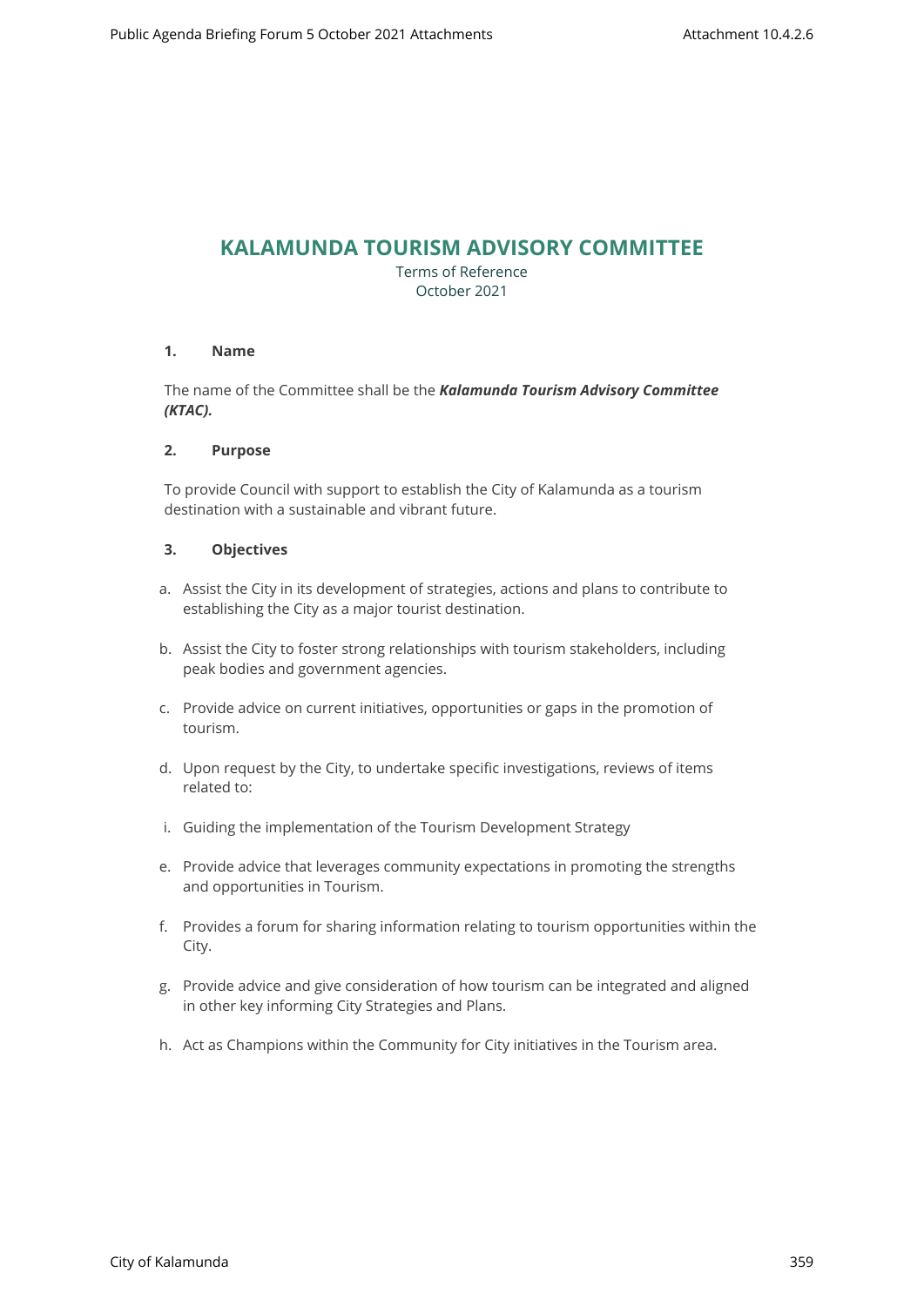# KALAMUNDA TOURISM ADVISORY COMMITTEE

Terms of Reference
October 2021

## 1. Name

The name of the Committee shall be the ***Kalamunda Tourism Advisory Committee (KTAC).***

## 2. Purpose

To provide Council with support to establish the City of Kalamunda as a tourism destination with a sustainable and vibrant future.

## 3. Objectives

a. Assist the City in its development of strategies, actions and plans to contribute to establishing the City as a major tourist destination.

b. Assist the City to foster strong relationships with tourism stakeholders, including peak bodies and government agencies.

c. Provide advice on current initiatives, opportunities or gaps in the promotion of tourism.

d. Upon request by the City, to undertake specific investigations, reviews of items related to:

i. Guiding the implementation of the Tourism Development Strategy

e. Provide advice that leverages community expectations in promoting the strengths and opportunities in Tourism.

f. Provides a forum for sharing information relating to tourism opportunities within the City.

g. Provide advice and give consideration of how tourism can be integrated and aligned in other key informing City Strategies and Plans.

h. Act as Champions within the Community for City initiatives in the Tourism area.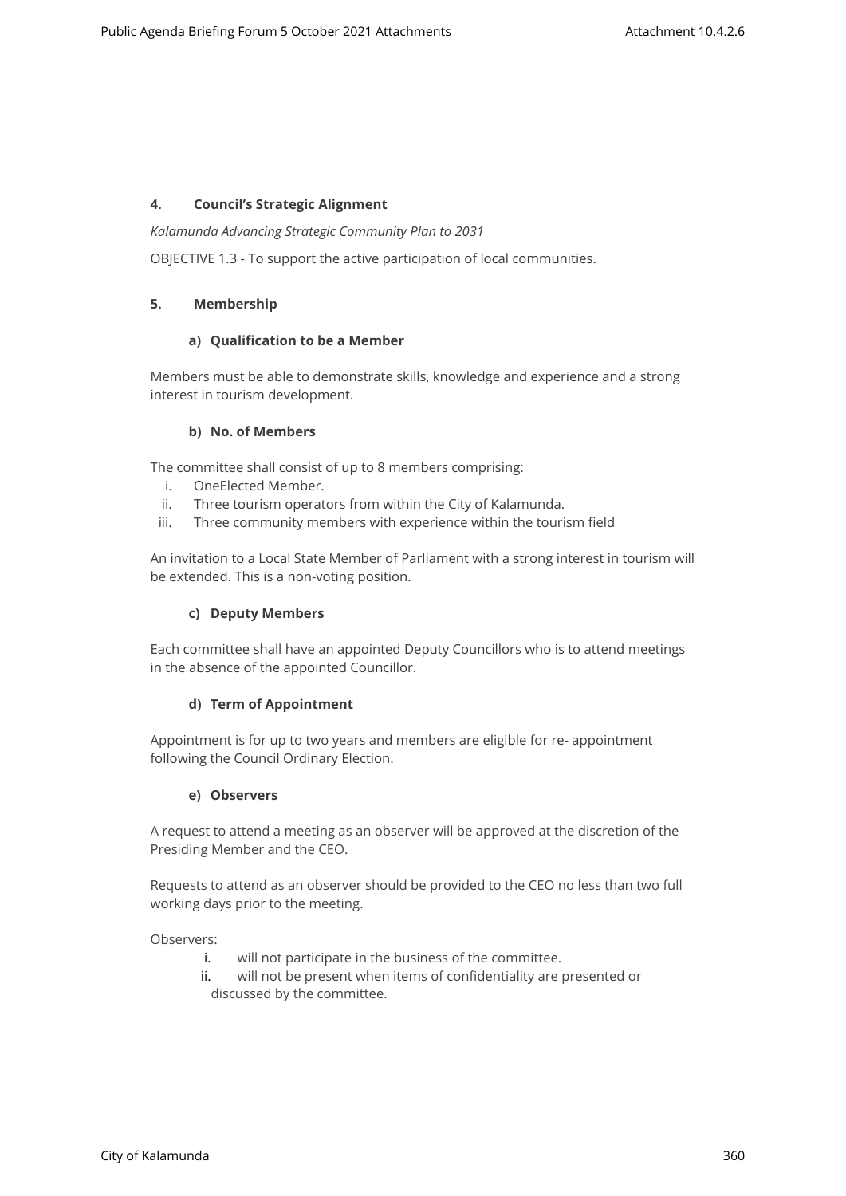## 4. Council's Strategic Alignment

*Kalamunda Advancing Strategic Community Plan to 2031*

OBJECTIVE 1.3 - To support the active participation of local communities.

## 5. Membership

### a) Qualification to be a Member

Members must be able to demonstrate skills, knowledge and experience and a strong interest in tourism development.

### b) No. of Members

The committee shall consist of up to 8 members comprising:

i. OneElected Member.
ii. Three tourism operators from within the City of Kalamunda.
iii. Three community members with experience within the tourism field

An invitation to a Local State Member of Parliament with a strong interest in tourism will be extended. This is a non-voting position.

### c) Deputy Members

Each committee shall have an appointed Deputy Councillors who is to attend meetings in the absence of the appointed Councillor.

### d) Term of Appointment

Appointment is for up to two years and members are eligible for re- appointment following the Council Ordinary Election.

### e) Observers

A request to attend a meeting as an observer will be approved at the discretion of the Presiding Member and the CEO.

Requests to attend as an observer should be provided to the CEO no less than two full working days prior to the meeting.

Observers:

i. will not participate in the business of the committee.
ii. will not be present when items of confidentiality are presented or discussed by the committee.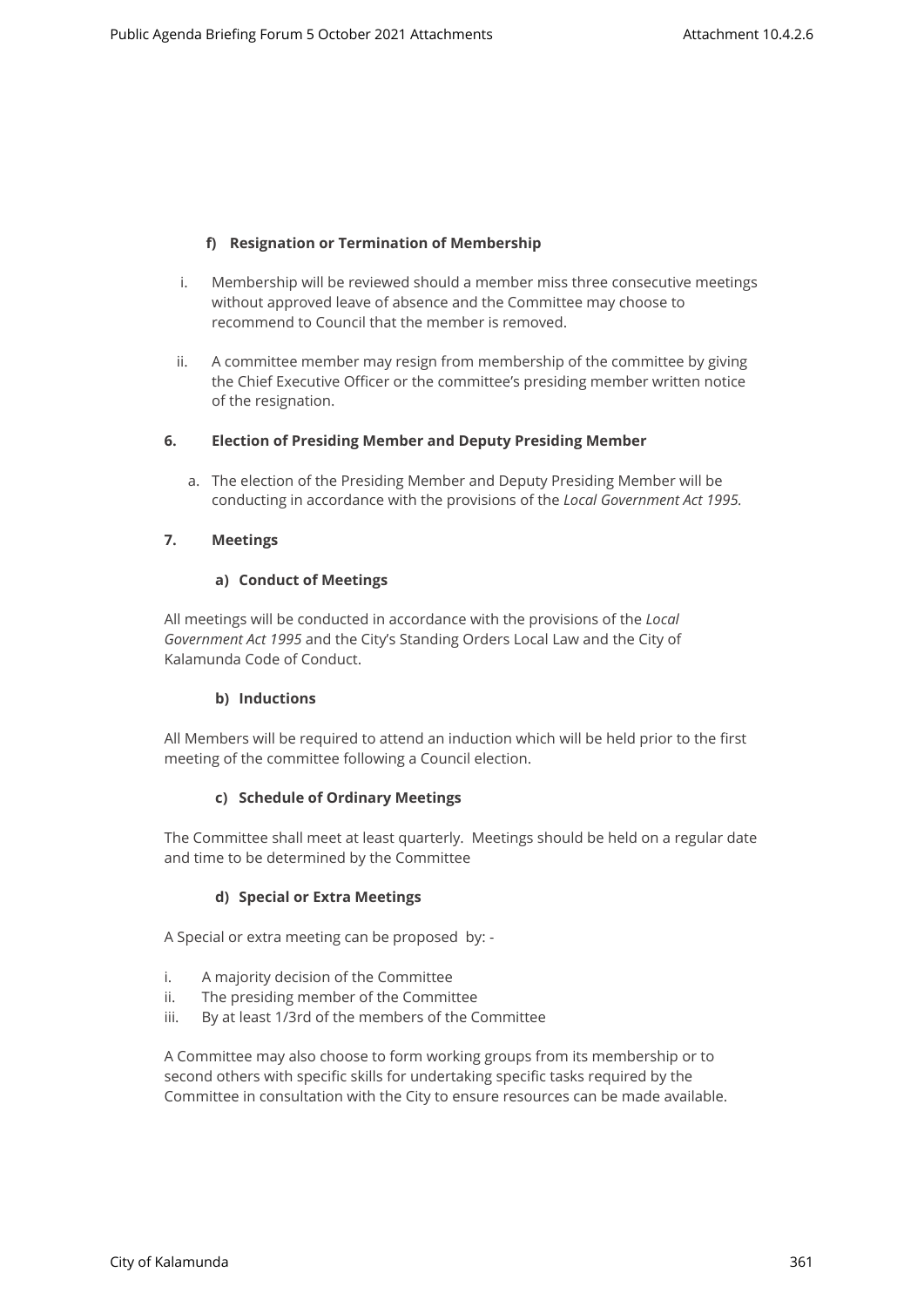#### f) Resignation or Termination of Membership

i. Membership will be reviewed should a member miss three consecutive meetings without approved leave of absence and the Committee may choose to recommend to Council that the member is removed.

ii. A committee member may resign from membership of the committee by giving the Chief Executive Officer or the committee's presiding member written notice of the resignation.

### 6. Election of Presiding Member and Deputy Presiding Member

a. The election of the Presiding Member and Deputy Presiding Member will be conducting in accordance with the provisions of the *Local Government Act 1995.*

### 7. Meetings

#### a) Conduct of Meetings

All meetings will be conducted in accordance with the provisions of the *Local Government Act 1995* and the City's Standing Orders Local Law and the City of Kalamunda Code of Conduct.

#### b) Inductions

All Members will be required to attend an induction which will be held prior to the first meeting of the committee following a Council election.

#### c) Schedule of Ordinary Meetings

The Committee shall meet at least quarterly. Meetings should be held on a regular date and time to be determined by the Committee

#### d) Special or Extra Meetings

A Special or extra meeting can be proposed by: -

i. A majority decision of the Committee
ii. The presiding member of the Committee
iii. By at least 1/3rd of the members of the Committee

A Committee may also choose to form working groups from its membership or to second others with specific skills for undertaking specific tasks required by the Committee in consultation with the City to ensure resources can be made available.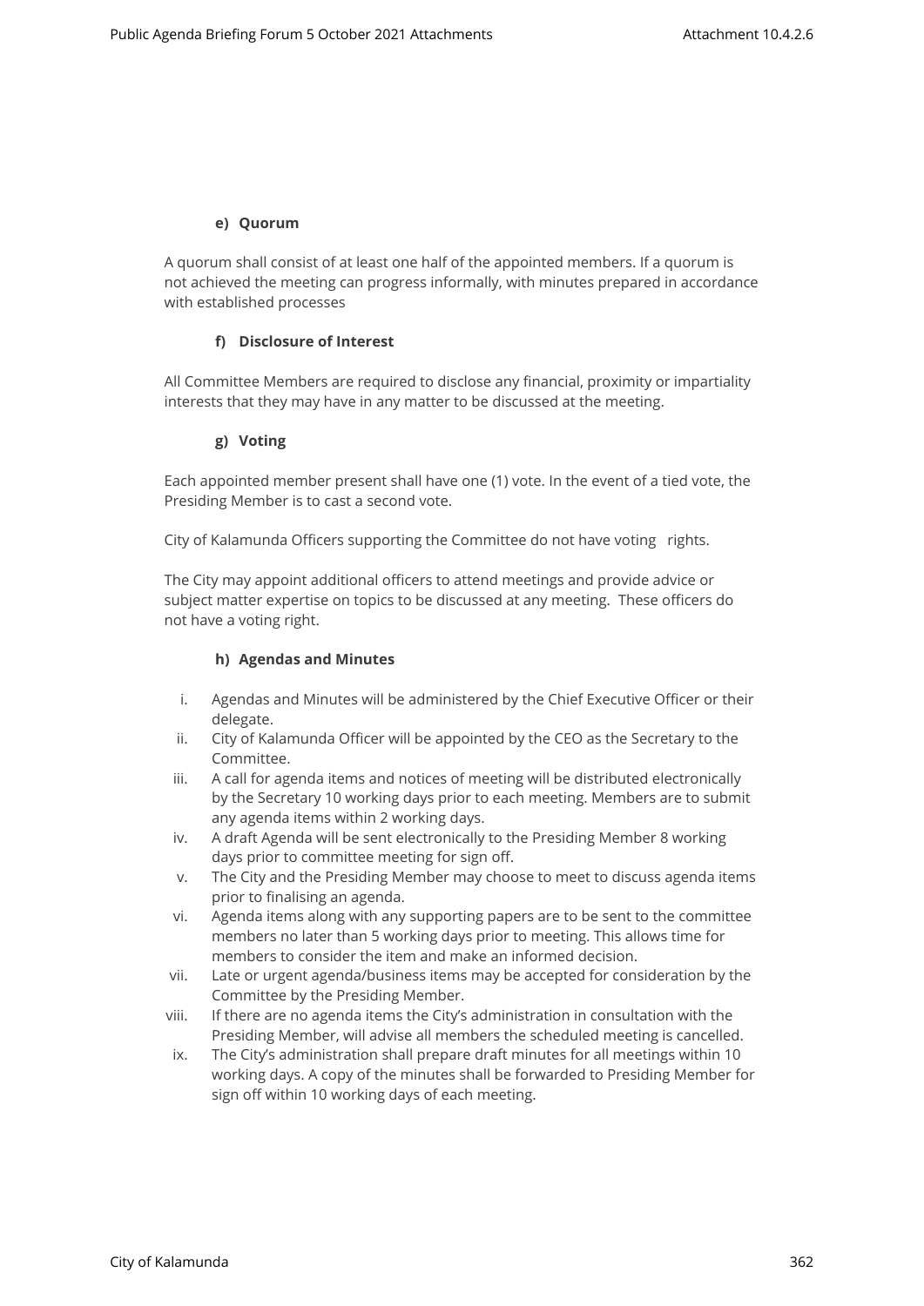#### e) Quorum

A quorum shall consist of at least one half of the appointed members. If a quorum is not achieved the meeting can progress informally, with minutes prepared in accordance with established processes

#### f) Disclosure of Interest

All Committee Members are required to disclose any financial, proximity or impartiality interests that they may have in any matter to be discussed at the meeting.

#### g) Voting

Each appointed member present shall have one (1) vote. In the event of a tied vote, the Presiding Member is to cast a second vote.

City of Kalamunda Officers supporting the Committee do not have voting rights.

The City may appoint additional officers to attend meetings and provide advice or subject matter expertise on topics to be discussed at any meeting. These officers do not have a voting right.

#### h) Agendas and Minutes

i. Agendas and Minutes will be administered by the Chief Executive Officer or their delegate.
ii. City of Kalamunda Officer will be appointed by the CEO as the Secretary to the Committee.
iii. A call for agenda items and notices of meeting will be distributed electronically by the Secretary 10 working days prior to each meeting. Members are to submit any agenda items within 2 working days.
iv. A draft Agenda will be sent electronically to the Presiding Member 8 working days prior to committee meeting for sign off.
v. The City and the Presiding Member may choose to meet to discuss agenda items prior to finalising an agenda.
vi. Agenda items along with any supporting papers are to be sent to the committee members no later than 5 working days prior to meeting. This allows time for members to consider the item and make an informed decision.
vii. Late or urgent agenda/business items may be accepted for consideration by the Committee by the Presiding Member.
viii. If there are no agenda items the City's administration in consultation with the Presiding Member, will advise all members the scheduled meeting is cancelled.
ix. The City's administration shall prepare draft minutes for all meetings within 10 working days. A copy of the minutes shall be forwarded to Presiding Member for sign off within 10 working days of each meeting.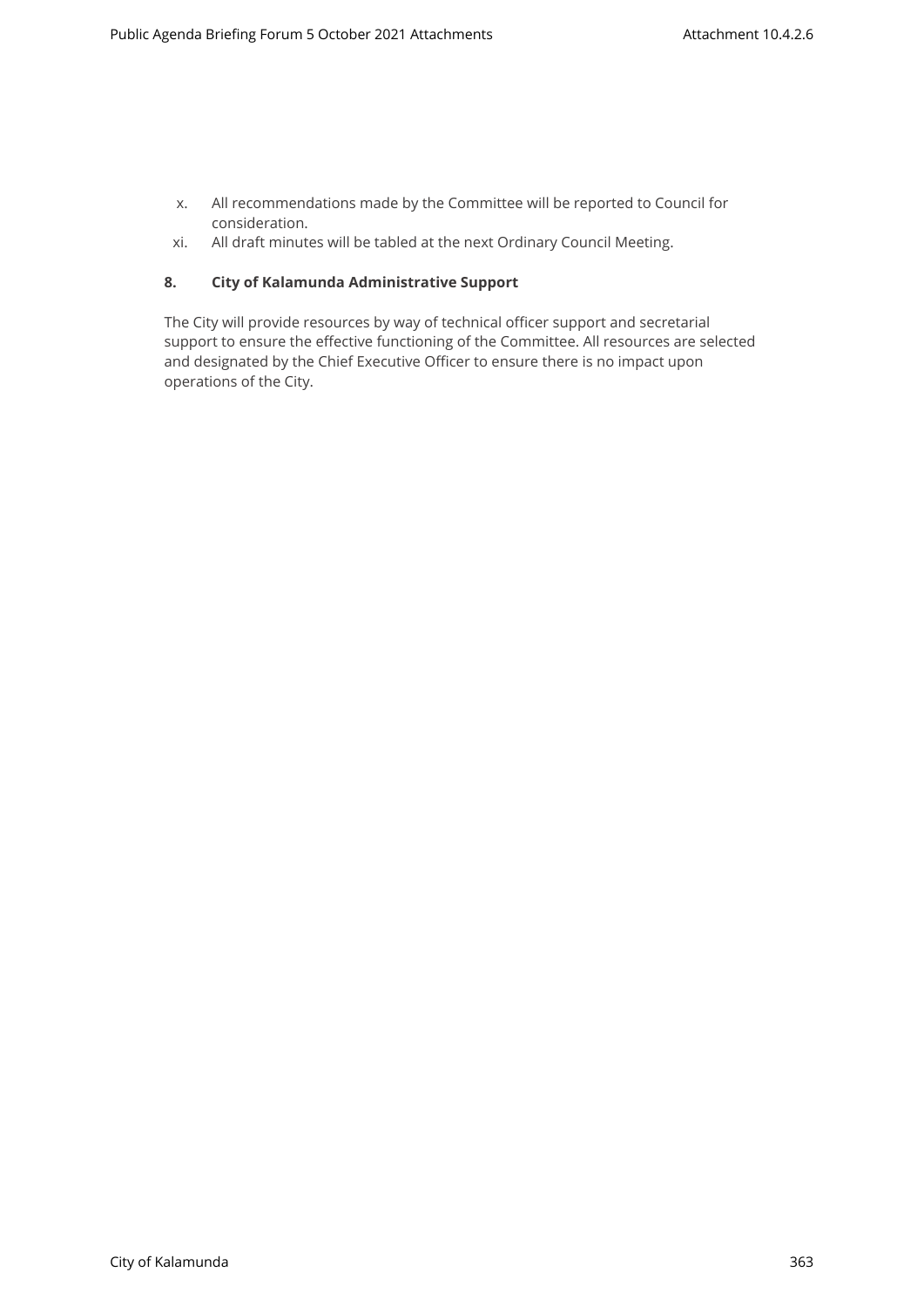x. All recommendations made by the Committee will be reported to Council for consideration.
xi. All draft minutes will be tabled at the next Ordinary Council Meeting.

**8. City of Kalamunda Administrative Support**

The City will provide resources by way of technical officer support and secretarial support to ensure the effective functioning of the Committee. All resources are selected and designated by the Chief Executive Officer to ensure there is no impact upon operations of the City.